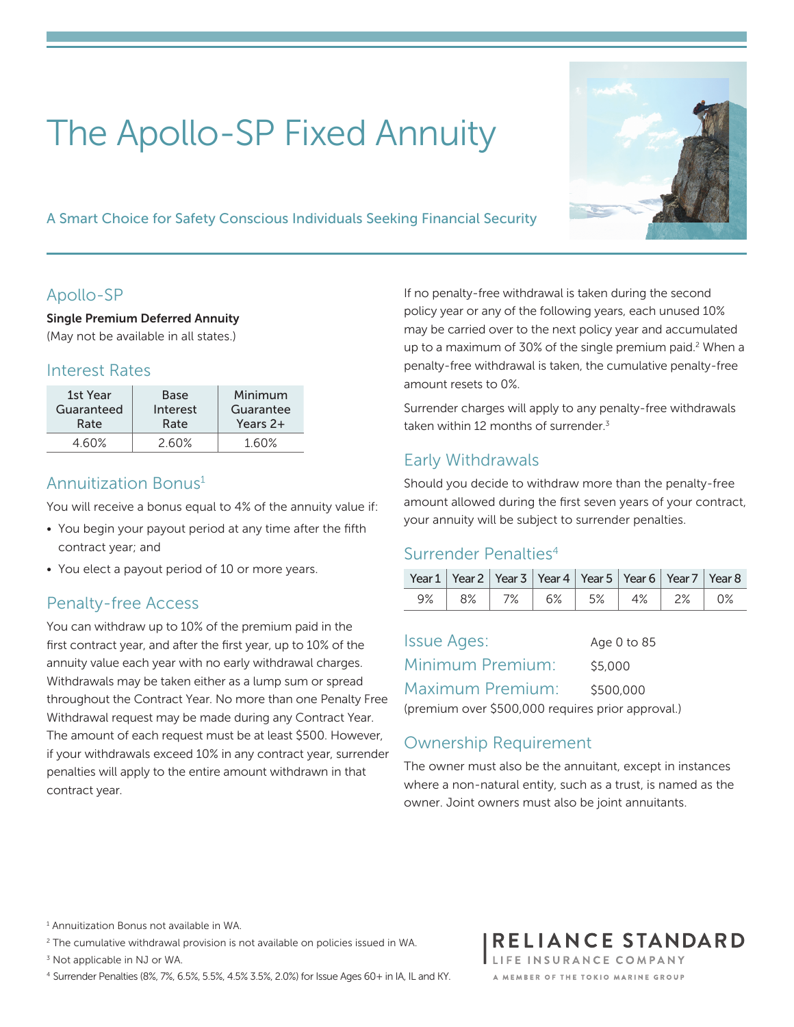# The Apollo-SP Fixed Annuity

A Smart Choice for Safety Conscious Individuals Seeking Financial Security

## Apollo-SP

**Single Premium Deferred Annuity**
(May not be available in all states.)

## Interest Rates

| 1st Year Guaranteed Rate | Base Interest Rate | Minimum Guarantee Years 2+ |
|---|---|---|
| 4.60% | 2.60% | 1.60% |

## Annuitization Bonus[1]

You will receive a bonus equal to 4% of the annuity value if:

- You begin your payout period at any time after the fifth contract year; and
- You elect a payout period of 10 or more years.

## Penalty-free Access

You can withdraw up to 10% of the premium paid in the first contract year, and after the first year, up to 10% of the annuity value each year with no early withdrawal charges. Withdrawals may be taken either as a lump sum or spread throughout the Contract Year. No more than one Penalty Free Withdrawal request may be made during any Contract Year. The amount of each request must be at least $500. However, if your withdrawals exceed 10% in any contract year, surrender penalties will apply to the entire amount withdrawn in that contract year.

If no penalty-free withdrawal is taken during the second policy year or any of the following years, each unused 10% may be carried over to the next policy year and accumulated up to a maximum of 30% of the single premium paid.[2] When a penalty-free withdrawal is taken, the cumulative penalty-free amount resets to 0%.

Surrender charges will apply to any penalty-free withdrawals taken within 12 months of surrender.[3]

## Early Withdrawals

Should you decide to withdraw more than the penalty-free amount allowed during the first seven years of your contract, your annuity will be subject to surrender penalties.

## Surrender Penalties[4]

| Year 1 | Year 2 | Year 3 | Year 4 | Year 5 | Year 6 | Year 7 | Year 8 |
|---|---|---|---|---|---|---|---|
| 9% | 8% | 7% | 6% | 5% | 4% | 2% | 0% |

**Issue Ages:** Age 0 to 85

**Minimum Premium:** $5,000

**Maximum Premium:** $500,000

(premium over $500,000 requires prior approval.)

## Ownership Requirement

The owner must also be the annuitant, except in instances where a non-natural entity, such as a trust, is named as the owner. Joint owners must also be joint annuitants.

---

[1] Annuitization Bonus not available in WA.

[2] The cumulative withdrawal provision is not available on policies issued in WA.

[3] Not applicable in NJ or WA.

[4] Surrender Penalties (8%, 7%, 6.5%, 5.5%, 4.5% 3.5%, 2.0%) for Issue Ages 60+ in IA, IL and KY.

RELIANCE STANDARD
LIFE INSURANCE COMPANY
A MEMBER OF THE TOKIO MARINE GROUP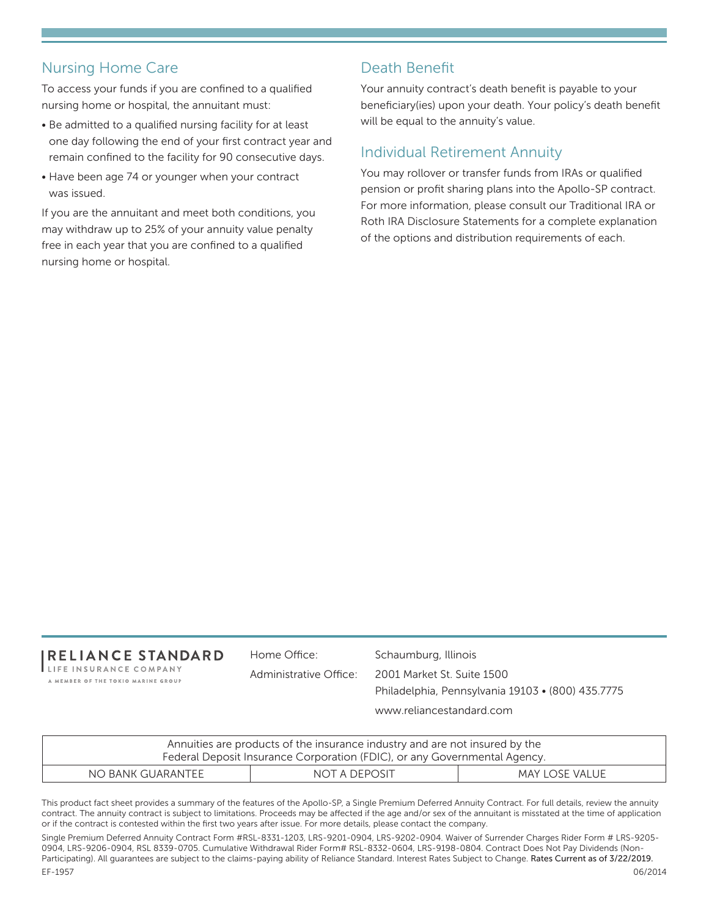## Nursing Home Care

To access your funds if you are confined to a qualified nursing home or hospital, the annuitant must:

- Be admitted to a qualified nursing facility for at least one day following the end of your first contract year and remain confined to the facility for 90 consecutive days.
- Have been age 74 or younger when your contract was issued.

If you are the annuitant and meet both conditions, you may withdraw up to 25% of your annuity value penalty free in each year that you are confined to a qualified nursing home or hospital.

## Death Benefit

Your annuity contract's death benefit is payable to your beneficiary(ies) upon your death. Your policy's death benefit will be equal to the annuity's value.

## Individual Retirement Annuity

You may rollover or transfer funds from IRAs or qualified pension or profit sharing plans into the Apollo-SP contract. For more information, please consult our Traditional IRA or Roth IRA Disclosure Statements for a complete explanation of the options and distribution requirements of each.

**RELIANCE STANDARD**
LIFE INSURANCE COMPANY
A MEMBER OF THE TOKIO MARINE GROUP

Home Office: Schaumburg, Illinois

Administrative Office: 2001 Market St. Suite 1500
Philadelphia, Pennsylvania 19103 • (800) 435.7775
www.reliancestandard.com

| Annuities are products of the insurance industry and are not insured by the Federal Deposit Insurance Corporation (FDIC), or any Governmental Agency. | | |
|---|---|---|
| NO BANK GUARANTEE | NOT A DEPOSIT | MAY LOSE VALUE |

This product fact sheet provides a summary of the features of the Apollo-SP, a Single Premium Deferred Annuity Contract. For full details, review the annuity contract. The annuity contract is subject to limitations. Proceeds may be affected if the age and/or sex of the annuitant is misstated at the time of application or if the contract is contested within the first two years after issue. For more details, please contact the company.

Single Premium Deferred Annuity Contract Form #RSL-8331-1203, LRS-9201-0904, LRS-9202-0904. Waiver of Surrender Charges Rider Form # LRS-9205-0904, LRS-9206-0904, RSL 8339-0705. Cumulative Withdrawal Rider Form# RSL-8332-0604, LRS-9198-0804. Contract Does Not Pay Dividends (Non-Participating). All guarantees are subject to the claims-paying ability of Reliance Standard. Interest Rates Subject to Change. Rates Current as of 3/22/2019.

EF-1957 06/2014